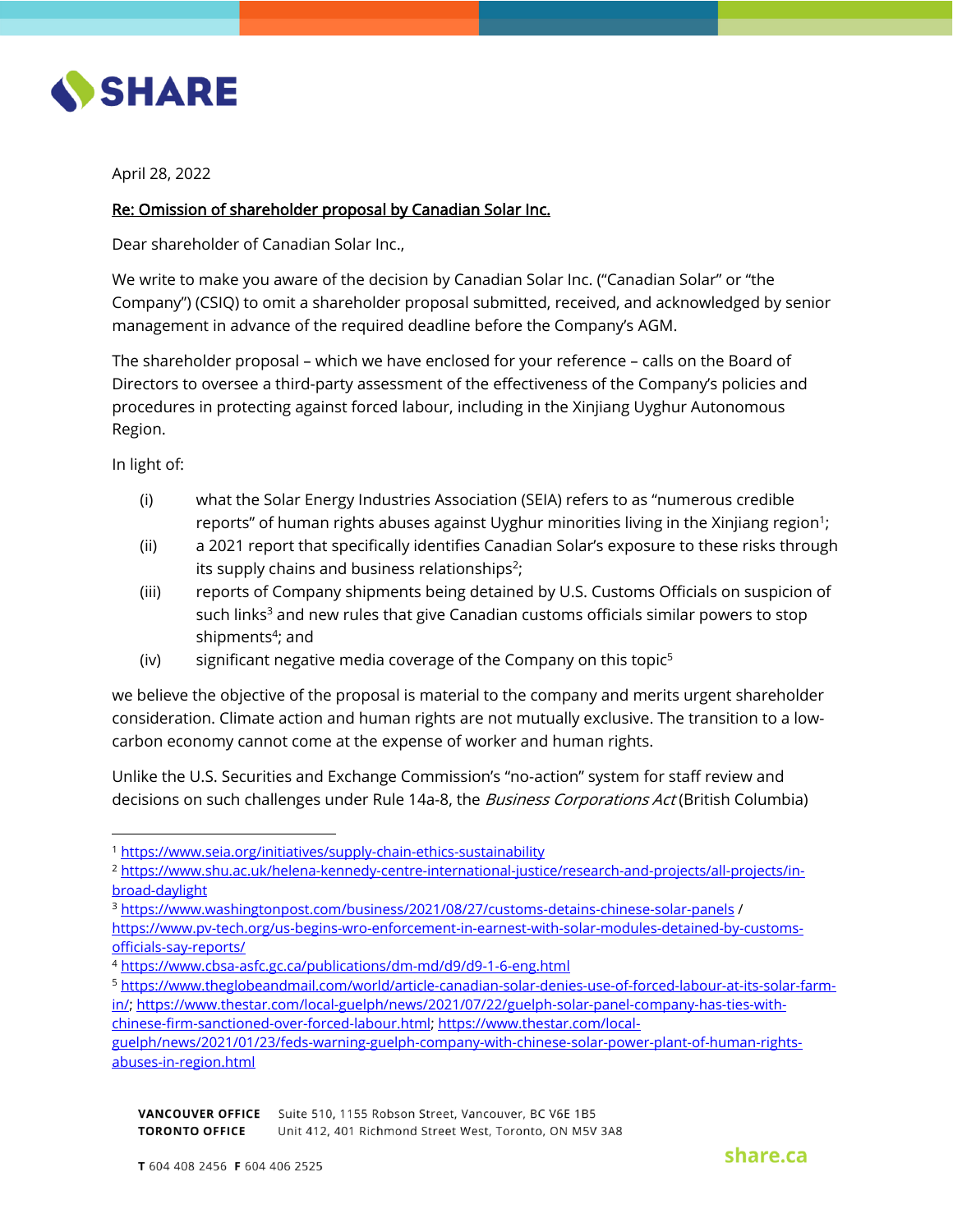SHARE

April 28, 2022

Re: Omission of shareholder proposal by Canadian Solar Inc.

Dear shareholder of Canadian Solar Inc.,

We write to make you aware of the decision by Canadian Solar Inc. ("Canadian Solar" or "the Company") (CSIQ) to omit a shareholder proposal submitted, received, and acknowledged by senior management in advance of the required deadline before the Company's AGM.

The shareholder proposal – which we have enclosed for your reference – calls on the Board of Directors to oversee a third-party assessment of the effectiveness of the Company's policies and procedures in protecting against forced labour, including in the Xinjiang Uyghur Autonomous Region.

In light of:

(i) what the Solar Energy Industries Association (SEIA) refers to as "numerous credible reports" of human rights abuses against Uyghur minorities living in the Xinjiang region[1];

(ii) a 2021 report that specifically identifies Canadian Solar's exposure to these risks through its supply chains and business relationships[2];

(iii) reports of Company shipments being detained by U.S. Customs Officials on suspicion of such links[3] and new rules that give Canadian customs officials similar powers to stop shipments[4]; and

(iv) significant negative media coverage of the Company on this topic[5]

we believe the objective of the proposal is material to the company and merits urgent shareholder consideration. Climate action and human rights are not mutually exclusive. The transition to a low-carbon economy cannot come at the expense of worker and human rights.

Unlike the U.S. Securities and Exchange Commission's "no-action" system for staff review and decisions on such challenges under Rule 14a-8, the *Business Corporations Act* (British Columbia)

---

[1] https://www.seia.org/initiatives/supply-chain-ethics-sustainability

[2] https://www.shu.ac.uk/helena-kennedy-centre-international-justice/research-and-projects/all-projects/in-broad-daylight

[3] https://www.washingtonpost.com/business/2021/08/27/customs-detains-chinese-solar-panels / https://www.pv-tech.org/us-begins-wro-enforcement-in-earnest-with-solar-modules-detained-by-customs-officials-say-reports/

[4] https://www.cbsa-asfc.gc.ca/publications/dm-md/d9/d9-1-6-eng.html

[5] https://www.theglobeandmail.com/world/article-canadian-solar-denies-use-of-forced-labour-at-its-solar-farm-in/; https://www.thestar.com/local-guelph/news/2021/07/22/guelph-solar-panel-company-has-ties-with-chinese-firm-sanctioned-over-forced-labour.html; https://www.thestar.com/local-guelph/news/2021/01/23/feds-warning-guelph-company-with-chinese-solar-power-plant-of-human-rights-abuses-in-region.html

**VANCOUVER OFFICE** Suite 510, 1155 Robson Street, Vancouver, BC V6E 1B5
**TORONTO OFFICE** Unit 412, 401 Richmond Street West, Toronto, ON M5V 3A8

**T** 604 408 2456 **F** 604 406 2525

share.ca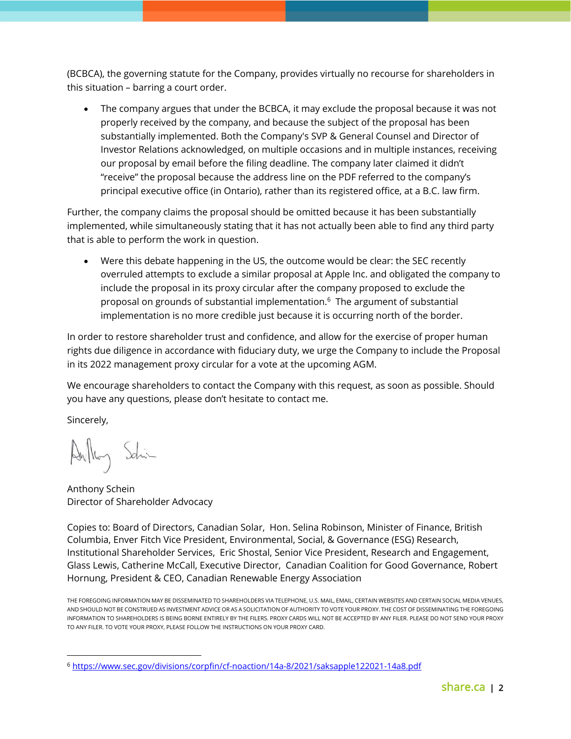(BCBCA), the governing statute for the Company, provides virtually no recourse for shareholders in this situation – barring a court order.

- The company argues that under the BCBCA, it may exclude the proposal because it was not properly received by the company, and because the subject of the proposal has been substantially implemented. Both the Company's SVP & General Counsel and Director of Investor Relations acknowledged, on multiple occasions and in multiple instances, receiving our proposal by email before the filing deadline. The company later claimed it didn't "receive" the proposal because the address line on the PDF referred to the company's principal executive office (in Ontario), rather than its registered office, at a B.C. law firm.

Further, the company claims the proposal should be omitted because it has been substantially implemented, while simultaneously stating that it has not actually been able to find any third party that is able to perform the work in question.

- Were this debate happening in the US, the outcome would be clear: the SEC recently overruled attempts to exclude a similar proposal at Apple Inc. and obligated the company to include the proposal in its proxy circular after the company proposed to exclude the proposal on grounds of substantial implementation.[6] The argument of substantial implementation is no more credible just because it is occurring north of the border.

In order to restore shareholder trust and confidence, and allow for the exercise of proper human rights due diligence in accordance with fiduciary duty, we urge the Company to include the Proposal in its 2022 management proxy circular for a vote at the upcoming AGM.

We encourage shareholders to contact the Company with this request, as soon as possible. Should you have any questions, please don't hesitate to contact me.

Sincerely,

Anthony Schein
Director of Shareholder Advocacy

Copies to: Board of Directors, Canadian Solar, Hon. Selina Robinson, Minister of Finance, British Columbia, Enver Fitch Vice President, Environmental, Social, & Governance (ESG) Research, Institutional Shareholder Services, Eric Shostal, Senior Vice President, Research and Engagement, Glass Lewis, Catherine McCall, Executive Director, Canadian Coalition for Good Governance, Robert Hornung, President & CEO, Canadian Renewable Energy Association

THE FOREGOING INFORMATION MAY BE DISSEMINATED TO SHAREHOLDERS VIA TELEPHONE, U.S. MAIL, EMAIL, CERTAIN WEBSITES AND CERTAIN SOCIAL MEDIA VENUES, AND SHOULD NOT BE CONSTRUED AS INVESTMENT ADVICE OR AS A SOLICITATION OF AUTHORITY TO VOTE YOUR PROXY. THE COST OF DISSEMINATING THE FOREGOING INFORMATION TO SHAREHOLDERS IS BEING BORNE ENTIRELY BY THE FILERS. PROXY CARDS WILL NOT BE ACCEPTED BY ANY FILER. PLEASE DO NOT SEND YOUR PROXY TO ANY FILER. TO VOTE YOUR PROXY, PLEASE FOLLOW THE INSTRUCTIONS ON YOUR PROXY CARD.

---

[6] https://www.sec.gov/divisions/corpfin/cf-noaction/14a-8/2021/saksapple122021-14a8.pdf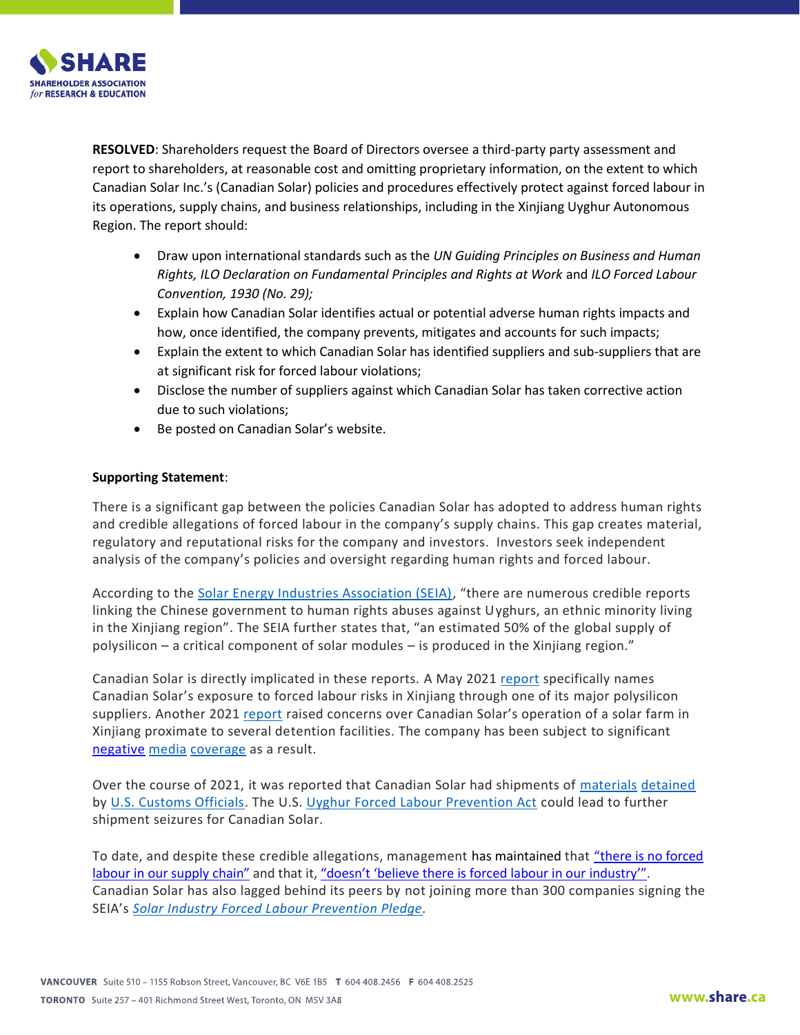**RESOLVED**: Shareholders request the Board of Directors oversee a third-party party assessment and report to shareholders, at reasonable cost and omitting proprietary information, on the extent to which Canadian Solar Inc.'s (Canadian Solar) policies and procedures effectively protect against forced labour in its operations, supply chains, and business relationships, including in the Xinjiang Uyghur Autonomous Region. The report should:

- Draw upon international standards such as the *UN Guiding Principles on Business and Human Rights, ILO Declaration on Fundamental Principles and Rights at Work* and *ILO Forced Labour Convention, 1930 (No. 29);*
- Explain how Canadian Solar identifies actual or potential adverse human rights impacts and how, once identified, the company prevents, mitigates and accounts for such impacts;
- Explain the extent to which Canadian Solar has identified suppliers and sub-suppliers that are at significant risk for forced labour violations;
- Disclose the number of suppliers against which Canadian Solar has taken corrective action due to such violations;
- Be posted on Canadian Solar's website.

**Supporting Statement**:

There is a significant gap between the policies Canadian Solar has adopted to address human rights and credible allegations of forced labour in the company's supply chains. This gap creates material, regulatory and reputational risks for the company and investors. Investors seek independent analysis of the company's policies and oversight regarding human rights and forced labour.

According to the Solar Energy Industries Association (SEIA), "there are numerous credible reports linking the Chinese government to human rights abuses against Uyghurs, an ethnic minority living in the Xinjiang region". The SEIA further states that, "an estimated 50% of the global supply of polysilicon – a critical component of solar modules – is produced in the Xinjiang region."

Canadian Solar is directly implicated in these reports. A May 2021 report specifically names Canadian Solar's exposure to forced labour risks in Xinjiang through one of its major polysilicon suppliers. Another 2021 report raised concerns over Canadian Solar's operation of a solar farm in Xinjiang proximate to several detention facilities. The company has been subject to significant negative media coverage as a result.

Over the course of 2021, it was reported that Canadian Solar had shipments of materials detained by U.S. Customs Officials. The U.S. Uyghur Forced Labour Prevention Act could lead to further shipment seizures for Canadian Solar.

To date, and despite these credible allegations, management has maintained that "there is no forced labour in our supply chain" and that it, "doesn't 'believe there is forced labour in our industry'". Canadian Solar has also lagged behind its peers by not joining more than 300 companies signing the SEIA's *Solar Industry Forced Labour Prevention Pledge*.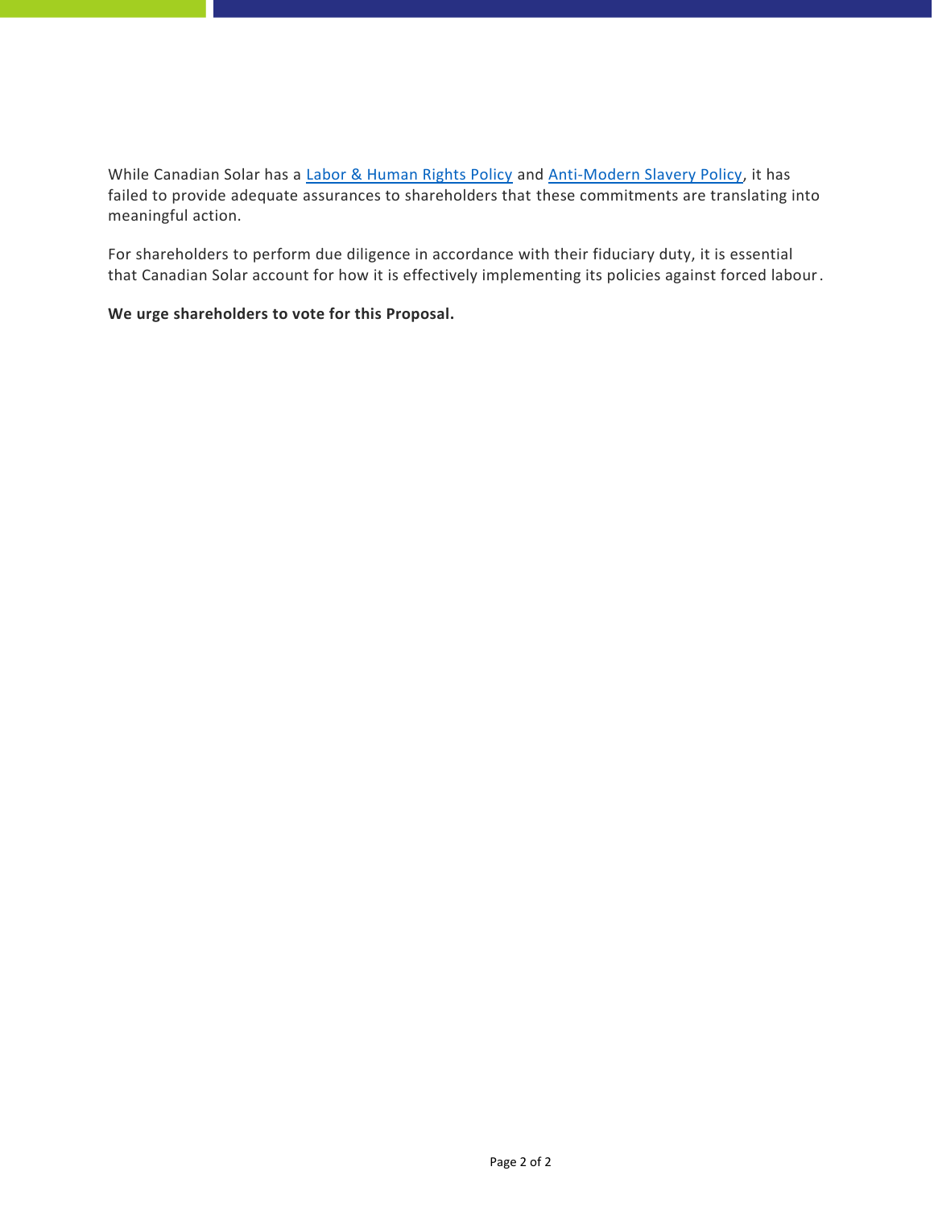While Canadian Solar has a Labor & Human Rights Policy and Anti-Modern Slavery Policy, it has failed to provide adequate assurances to shareholders that these commitments are translating into meaningful action.

For shareholders to perform due diligence in accordance with their fiduciary duty, it is essential that Canadian Solar account for how it is effectively implementing its policies against forced labour.

**We urge shareholders to vote for this Proposal.**